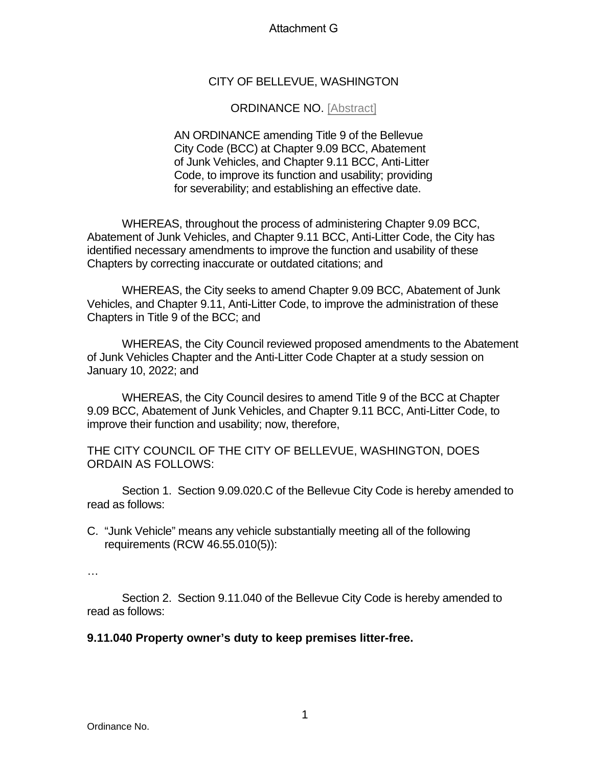Attachment G

CITY OF BELLEVUE, WASHINGTON

ORDINANCE NO. [Abstract]

AN ORDINANCE amending Title 9 of the Bellevue City Code (BCC) at Chapter 9.09 BCC, Abatement of Junk Vehicles, and Chapter 9.11 BCC, Anti-Litter Code, to improve its function and usability; providing for severability; and establishing an effective date.

WHEREAS, throughout the process of administering Chapter 9.09 BCC, Abatement of Junk Vehicles, and Chapter 9.11 BCC, Anti-Litter Code, the City has identified necessary amendments to improve the function and usability of these Chapters by correcting inaccurate or outdated citations; and

WHEREAS, the City seeks to amend Chapter 9.09 BCC, Abatement of Junk Vehicles, and Chapter 9.11, Anti-Litter Code, to improve the administration of these Chapters in Title 9 of the BCC; and

WHEREAS, the City Council reviewed proposed amendments to the Abatement of Junk Vehicles Chapter and the Anti-Litter Code Chapter at a study session on January 10, 2022; and

WHEREAS, the City Council desires to amend Title 9 of the BCC at Chapter 9.09 BCC, Abatement of Junk Vehicles, and Chapter 9.11 BCC, Anti-Litter Code, to improve their function and usability; now, therefore,

THE CITY COUNCIL OF THE CITY OF BELLEVUE, WASHINGTON, DOES ORDAIN AS FOLLOWS:

Section 1. Section 9.09.020.C of the Bellevue City Code is hereby amended to read as follows:

C. "Junk Vehicle" means any vehicle substantially meeting all of the following requirements (RCW 46.55.010(5)):

…

Section 2. Section 9.11.040 of the Bellevue City Code is hereby amended to read as follows:

**9.11.040 Property owner's duty to keep premises litter-free.**

Ordinance No.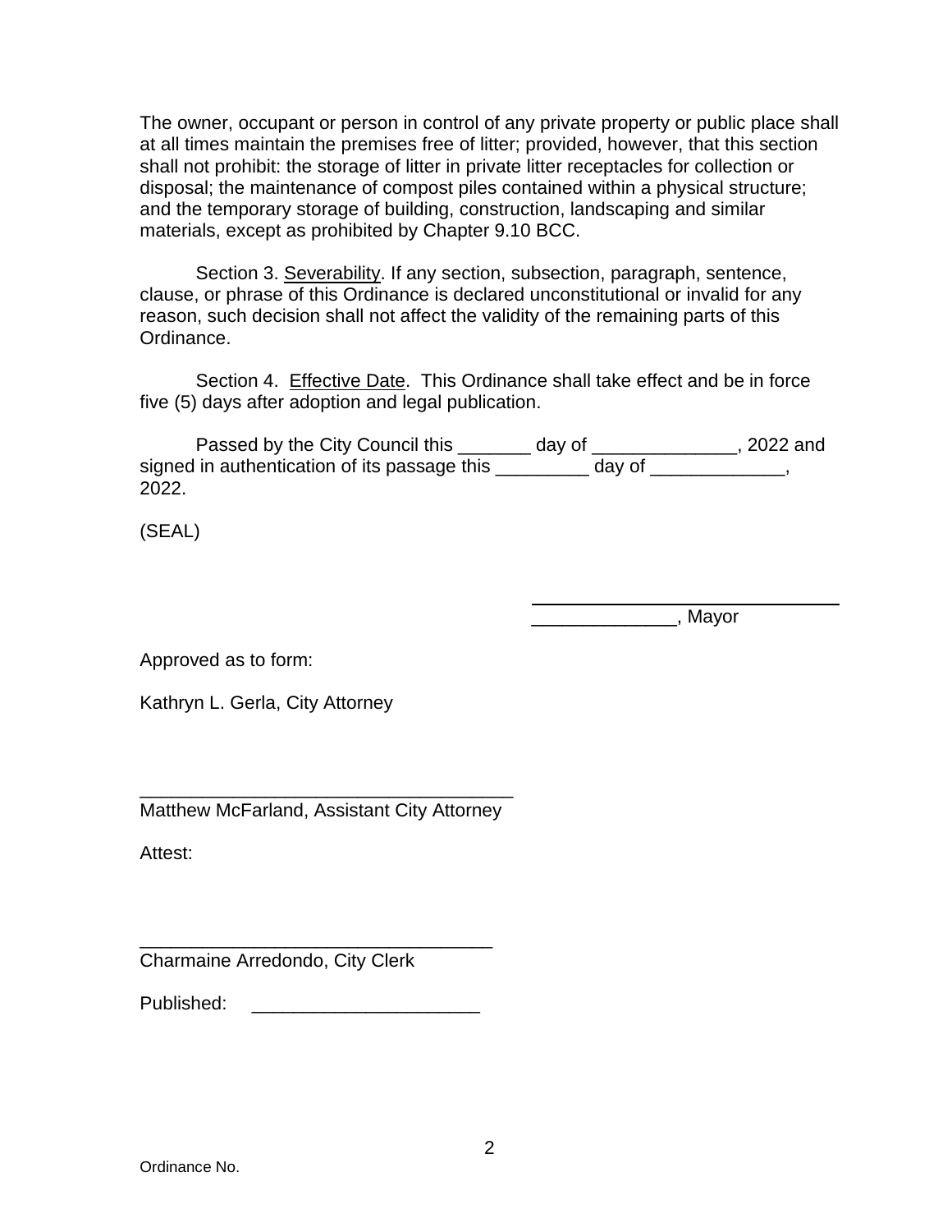The owner, occupant or person in control of any private property or public place shall at all times maintain the premises free of litter; provided, however, that this section shall not prohibit: the storage of litter in private litter receptacles for collection or disposal; the maintenance of compost piles contained within a physical structure; and the temporary storage of building, construction, landscaping and similar materials, except as prohibited by Chapter 9.10 BCC.

Section 3. <u>Severability</u>. If any section, subsection, paragraph, sentence, clause, or phrase of this Ordinance is declared unconstitutional or invalid for any reason, such decision shall not affect the validity of the remaining parts of this Ordinance.

Section 4. <u>Effective Date</u>. This Ordinance shall take effect and be in force five (5) days after adoption and legal publication.

Passed by the City Council this _______ day of ______________, 2022 and signed in authentication of its passage this _________ day of _____________, 2022.

(SEAL)

______________________________

______________, Mayor

Approved as to form:

Kathryn L. Gerla, City Attorney

___________________________________
Matthew McFarland, Assistant City Attorney

Attest:

_________________________________
Charmaine Arredondo, City Clerk

Published: ______________________

Ordinance No.